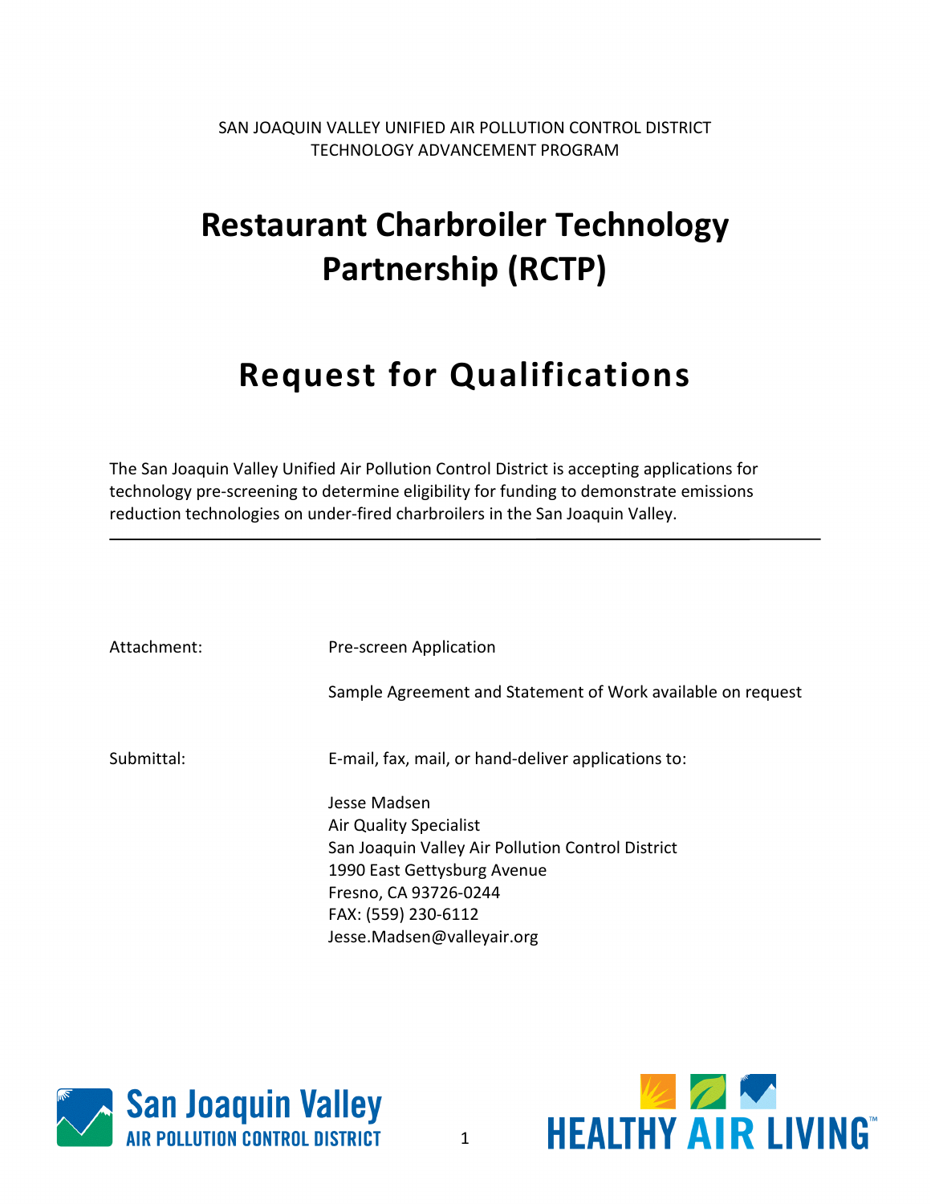SAN JOAQUIN VALLEY UNIFIED AIR POLLUTION CONTROL DISTRICT
TECHNOLOGY ADVANCEMENT PROGRAM

# Restaurant Charbroiler Technology Partnership (RCTP)

# Request for Qualifications

The San Joaquin Valley Unified Air Pollution Control District is accepting applications for technology pre-screening to determine eligibility for funding to demonstrate emissions reduction technologies on under-fired charbroilers in the San Joaquin Valley.

---

Attachment: Pre-screen Application

Sample Agreement and Statement of Work available on request

Submittal: E-mail, fax, mail, or hand-deliver applications to:

Jesse Madsen
Air Quality Specialist
San Joaquin Valley Air Pollution Control District
1990 East Gettysburg Avenue
Fresno, CA 93726-0244
FAX: (559) 230-6112
Jesse.Madsen@valleyair.org

San Joaquin Valley AIR POLLUTION CONTROL DISTRICT

HEALTHY AIR LIVING™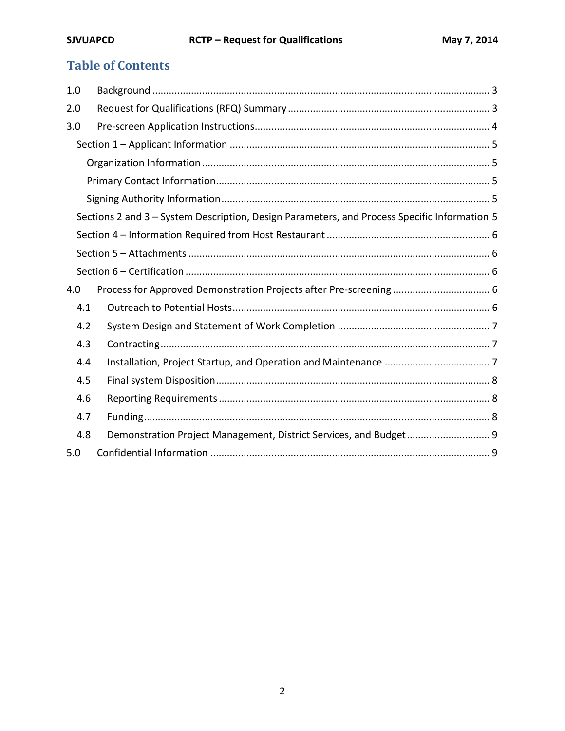# Table of Contents

1.0 Background ..... 3

2.0 Request for Qualifications (RFQ) Summary ..... 3

3.0 Pre-screen Application Instructions ..... 4

- Section 1 – Applicant Information ..... 5
  - Organization Information ..... 5
  - Primary Contact Information ..... 5
  - Signing Authority Information ..... 5
- Sections 2 and 3 – System Description, Design Parameters, and Process Specific Information 5
- Section 4 – Information Required from Host Restaurant ..... 6
- Section 5 – Attachments ..... 6
- Section 6 – Certification ..... 6

4.0 Process for Approved Demonstration Projects after Pre-screening ..... 6

- 4.1 Outreach to Potential Hosts ..... 6
- 4.2 System Design and Statement of Work Completion ..... 7
- 4.3 Contracting ..... 7
- 4.4 Installation, Project Startup, and Operation and Maintenance ..... 7
- 4.5 Final system Disposition ..... 8
- 4.6 Reporting Requirements ..... 8
- 4.7 Funding ..... 8
- 4.8 Demonstration Project Management, District Services, and Budget ..... 9

5.0 Confidential Information ..... 9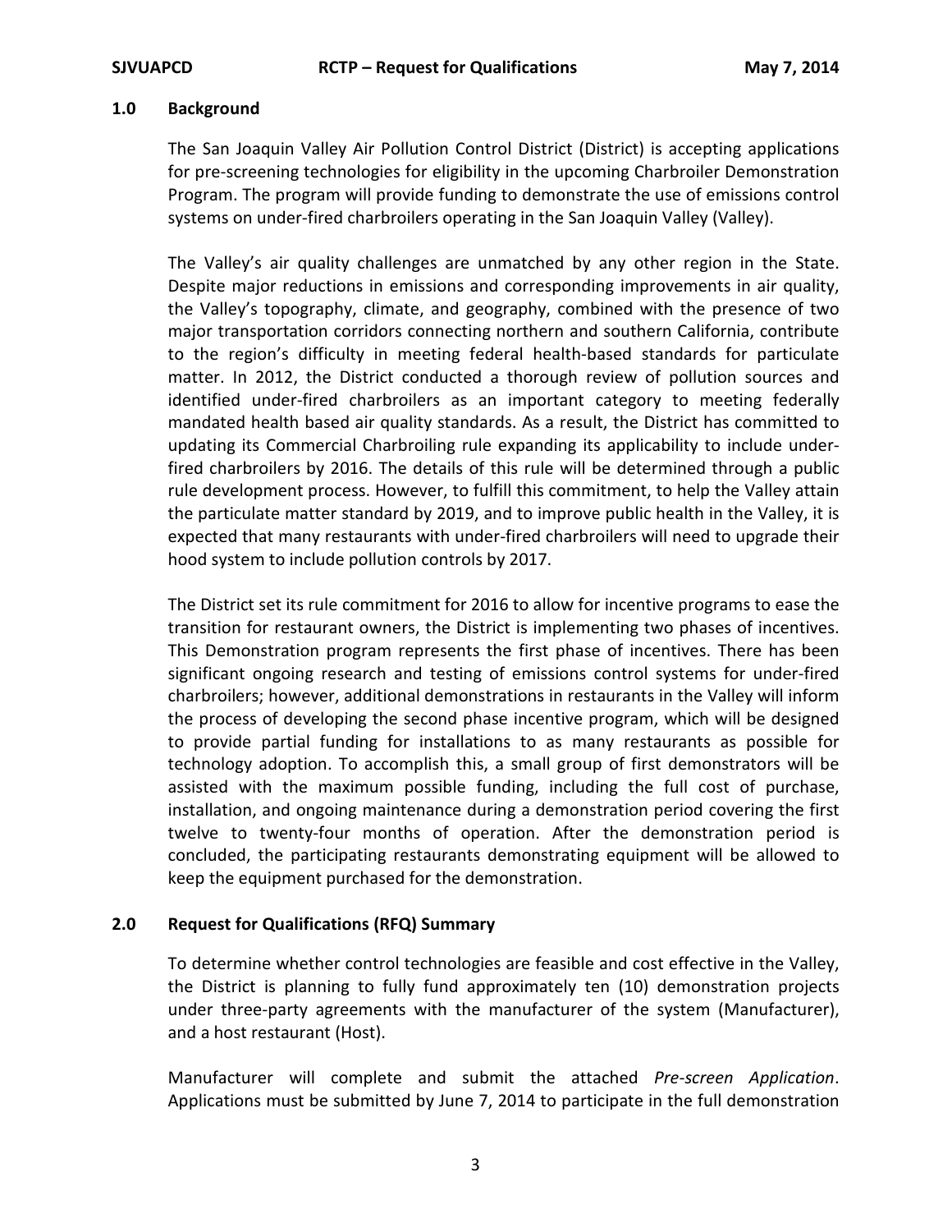## 1.0 Background

The San Joaquin Valley Air Pollution Control District (District) is accepting applications for pre-screening technologies for eligibility in the upcoming Charbroiler Demonstration Program. The program will provide funding to demonstrate the use of emissions control systems on under-fired charbroilers operating in the San Joaquin Valley (Valley).

The Valley's air quality challenges are unmatched by any other region in the State. Despite major reductions in emissions and corresponding improvements in air quality, the Valley's topography, climate, and geography, combined with the presence of two major transportation corridors connecting northern and southern California, contribute to the region's difficulty in meeting federal health-based standards for particulate matter. In 2012, the District conducted a thorough review of pollution sources and identified under-fired charbroilers as an important category to meeting federally mandated health based air quality standards. As a result, the District has committed to updating its Commercial Charbroiling rule expanding its applicability to include under-fired charbroilers by 2016. The details of this rule will be determined through a public rule development process. However, to fulfill this commitment, to help the Valley attain the particulate matter standard by 2019, and to improve public health in the Valley, it is expected that many restaurants with under-fired charbroilers will need to upgrade their hood system to include pollution controls by 2017.

The District set its rule commitment for 2016 to allow for incentive programs to ease the transition for restaurant owners, the District is implementing two phases of incentives. This Demonstration program represents the first phase of incentives. There has been significant ongoing research and testing of emissions control systems for under-fired charbroilers; however, additional demonstrations in restaurants in the Valley will inform the process of developing the second phase incentive program, which will be designed to provide partial funding for installations to as many restaurants as possible for technology adoption. To accomplish this, a small group of first demonstrators will be assisted with the maximum possible funding, including the full cost of purchase, installation, and ongoing maintenance during a demonstration period covering the first twelve to twenty-four months of operation. After the demonstration period is concluded, the participating restaurants demonstrating equipment will be allowed to keep the equipment purchased for the demonstration.

## 2.0 Request for Qualifications (RFQ) Summary

To determine whether control technologies are feasible and cost effective in the Valley, the District is planning to fully fund approximately ten (10) demonstration projects under three-party agreements with the manufacturer of the system (Manufacturer), and a host restaurant (Host).

Manufacturer will complete and submit the attached *Pre-screen Application*. Applications must be submitted by June 7, 2014 to participate in the full demonstration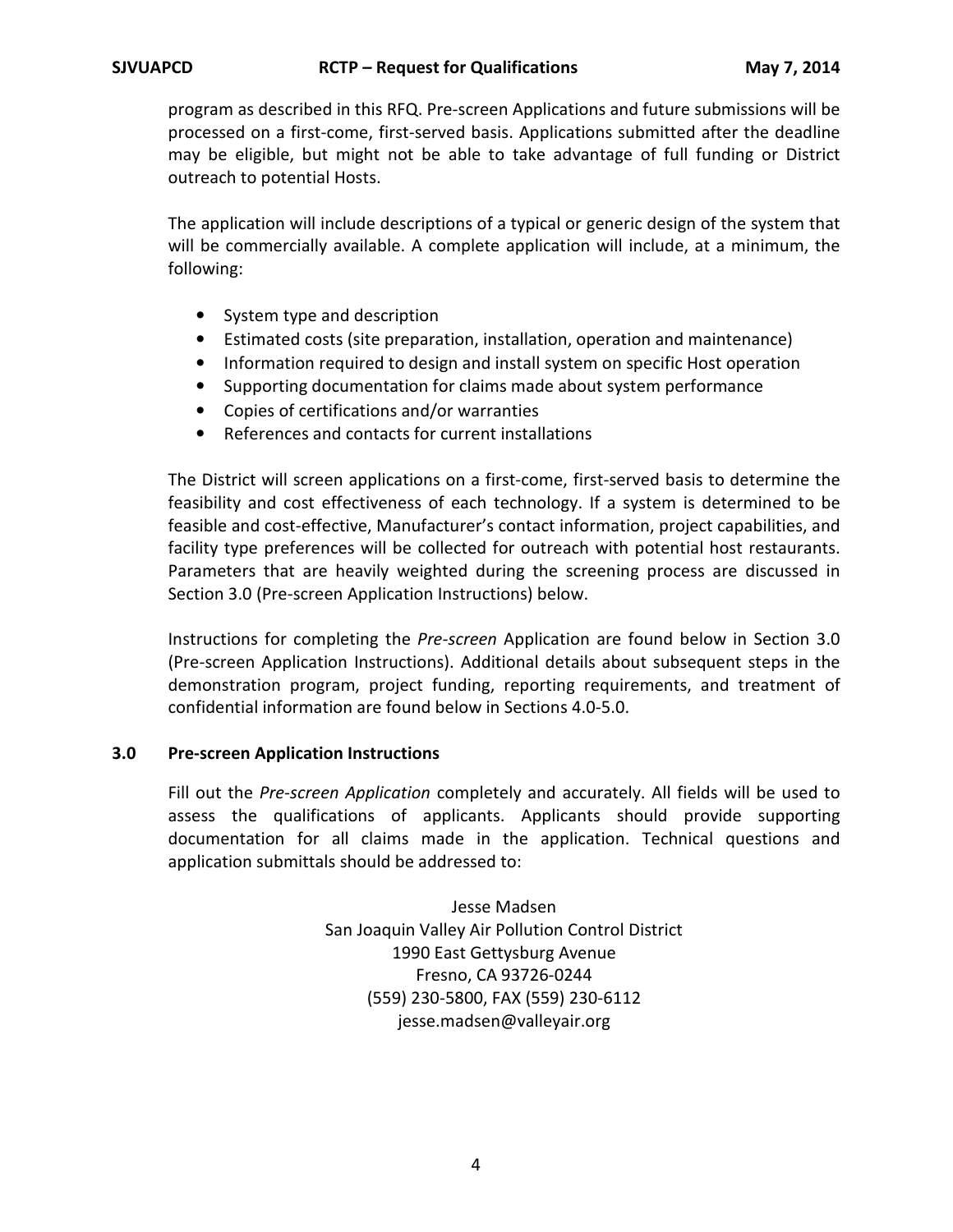program as described in this RFQ. Pre-screen Applications and future submissions will be processed on a first-come, first-served basis. Applications submitted after the deadline may be eligible, but might not be able to take advantage of full funding or District outreach to potential Hosts.

The application will include descriptions of a typical or generic design of the system that will be commercially available. A complete application will include, at a minimum, the following:

- System type and description
- Estimated costs (site preparation, installation, operation and maintenance)
- Information required to design and install system on specific Host operation
- Supporting documentation for claims made about system performance
- Copies of certifications and/or warranties
- References and contacts for current installations

The District will screen applications on a first-come, first-served basis to determine the feasibility and cost effectiveness of each technology. If a system is determined to be feasible and cost-effective, Manufacturer's contact information, project capabilities, and facility type preferences will be collected for outreach with potential host restaurants. Parameters that are heavily weighted during the screening process are discussed in Section 3.0 (Pre-screen Application Instructions) below.

Instructions for completing the *Pre-screen* Application are found below in Section 3.0 (Pre-screen Application Instructions). Additional details about subsequent steps in the demonstration program, project funding, reporting requirements, and treatment of confidential information are found below in Sections 4.0-5.0.

## 3.0 Pre-screen Application Instructions

Fill out the *Pre-screen Application* completely and accurately. All fields will be used to assess the qualifications of applicants. Applicants should provide supporting documentation for all claims made in the application. Technical questions and application submittals should be addressed to:

Jesse Madsen
San Joaquin Valley Air Pollution Control District
1990 East Gettysburg Avenue
Fresno, CA 93726-0244
(559) 230-5800, FAX (559) 230-6112
jesse.madsen@valleyair.org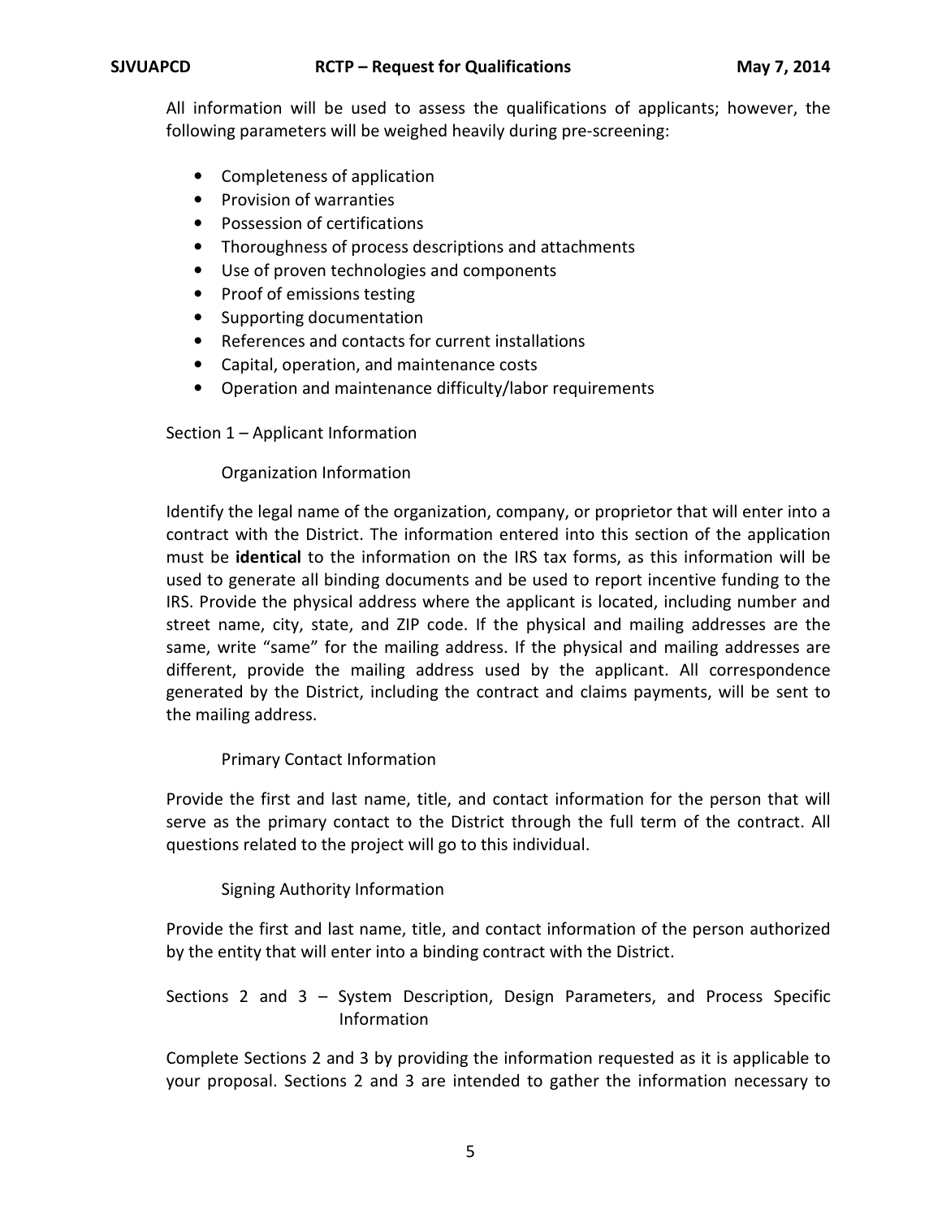All information will be used to assess the qualifications of applicants; however, the following parameters will be weighed heavily during pre-screening:

- Completeness of application
- Provision of warranties
- Possession of certifications
- Thoroughness of process descriptions and attachments
- Use of proven technologies and components
- Proof of emissions testing
- Supporting documentation
- References and contacts for current installations
- Capital, operation, and maintenance costs
- Operation and maintenance difficulty/labor requirements

## Section 1 – Applicant Information

### Organization Information

Identify the legal name of the organization, company, or proprietor that will enter into a contract with the District. The information entered into this section of the application must be **identical** to the information on the IRS tax forms, as this information will be used to generate all binding documents and be used to report incentive funding to the IRS. Provide the physical address where the applicant is located, including number and street name, city, state, and ZIP code. If the physical and mailing addresses are the same, write "same" for the mailing address. If the physical and mailing addresses are different, provide the mailing address used by the applicant. All correspondence generated by the District, including the contract and claims payments, will be sent to the mailing address.

### Primary Contact Information

Provide the first and last name, title, and contact information for the person that will serve as the primary contact to the District through the full term of the contract. All questions related to the project will go to this individual.

### Signing Authority Information

Provide the first and last name, title, and contact information of the person authorized by the entity that will enter into a binding contract with the District.

## Sections 2 and 3 – System Description, Design Parameters, and Process Specific Information

Complete Sections 2 and 3 by providing the information requested as it is applicable to your proposal. Sections 2 and 3 are intended to gather the information necessary to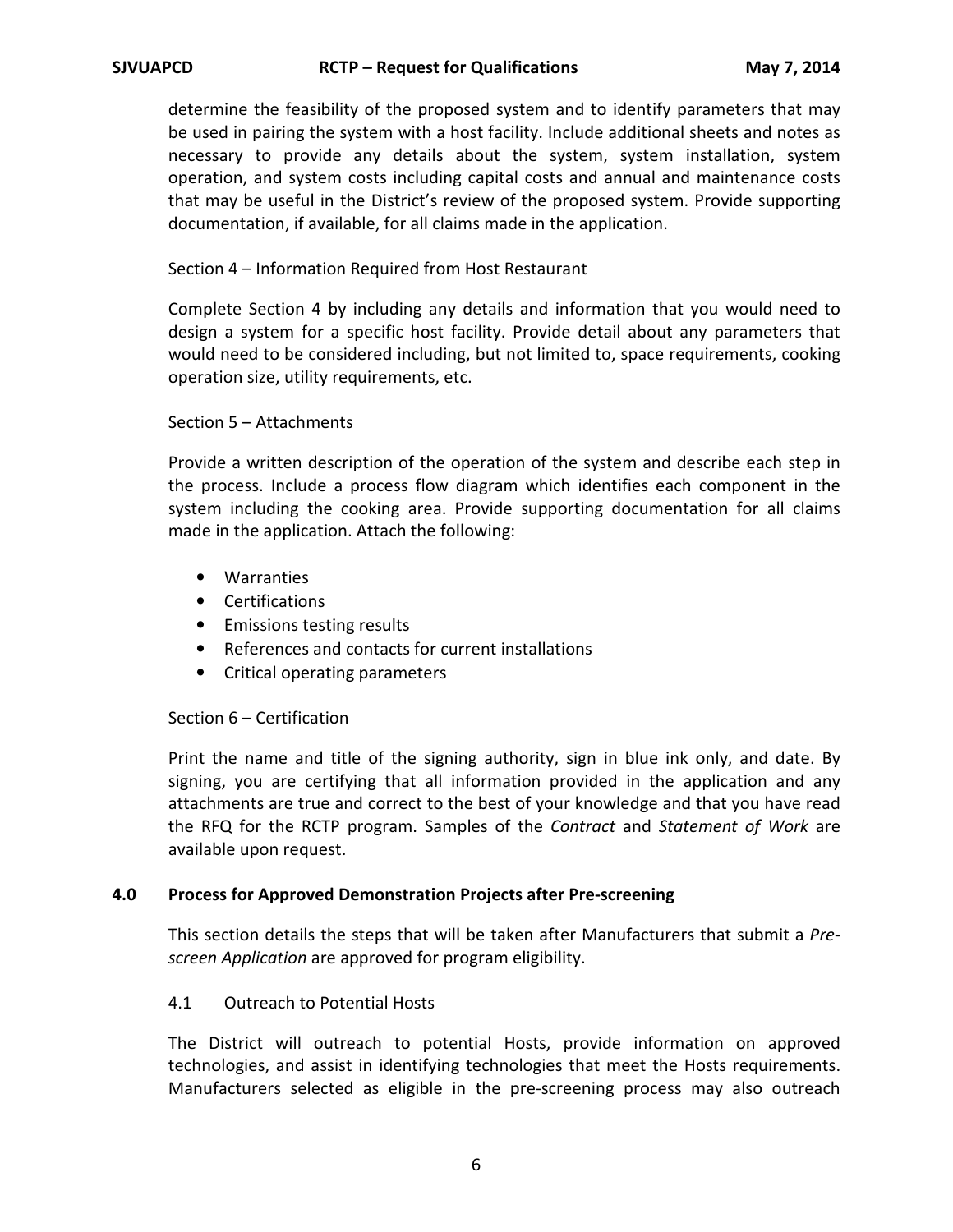determine the feasibility of the proposed system and to identify parameters that may be used in pairing the system with a host facility. Include additional sheets and notes as necessary to provide any details about the system, system installation, system operation, and system costs including capital costs and annual and maintenance costs that may be useful in the District's review of the proposed system. Provide supporting documentation, if available, for all claims made in the application.

Section 4 – Information Required from Host Restaurant

Complete Section 4 by including any details and information that you would need to design a system for a specific host facility. Provide detail about any parameters that would need to be considered including, but not limited to, space requirements, cooking operation size, utility requirements, etc.

Section 5 – Attachments

Provide a written description of the operation of the system and describe each step in the process. Include a process flow diagram which identifies each component in the system including the cooking area. Provide supporting documentation for all claims made in the application. Attach the following:

- Warranties
- Certifications
- Emissions testing results
- References and contacts for current installations
- Critical operating parameters

Section 6 – Certification

Print the name and title of the signing authority, sign in blue ink only, and date. By signing, you are certifying that all information provided in the application and any attachments are true and correct to the best of your knowledge and that you have read the RFQ for the RCTP program. Samples of the *Contract* and *Statement of Work* are available upon request.

## 4.0 Process for Approved Demonstration Projects after Pre-screening

This section details the steps that will be taken after Manufacturers that submit a *Pre-screen Application* are approved for program eligibility.

### 4.1 Outreach to Potential Hosts

The District will outreach to potential Hosts, provide information on approved technologies, and assist in identifying technologies that meet the Hosts requirements. Manufacturers selected as eligible in the pre-screening process may also outreach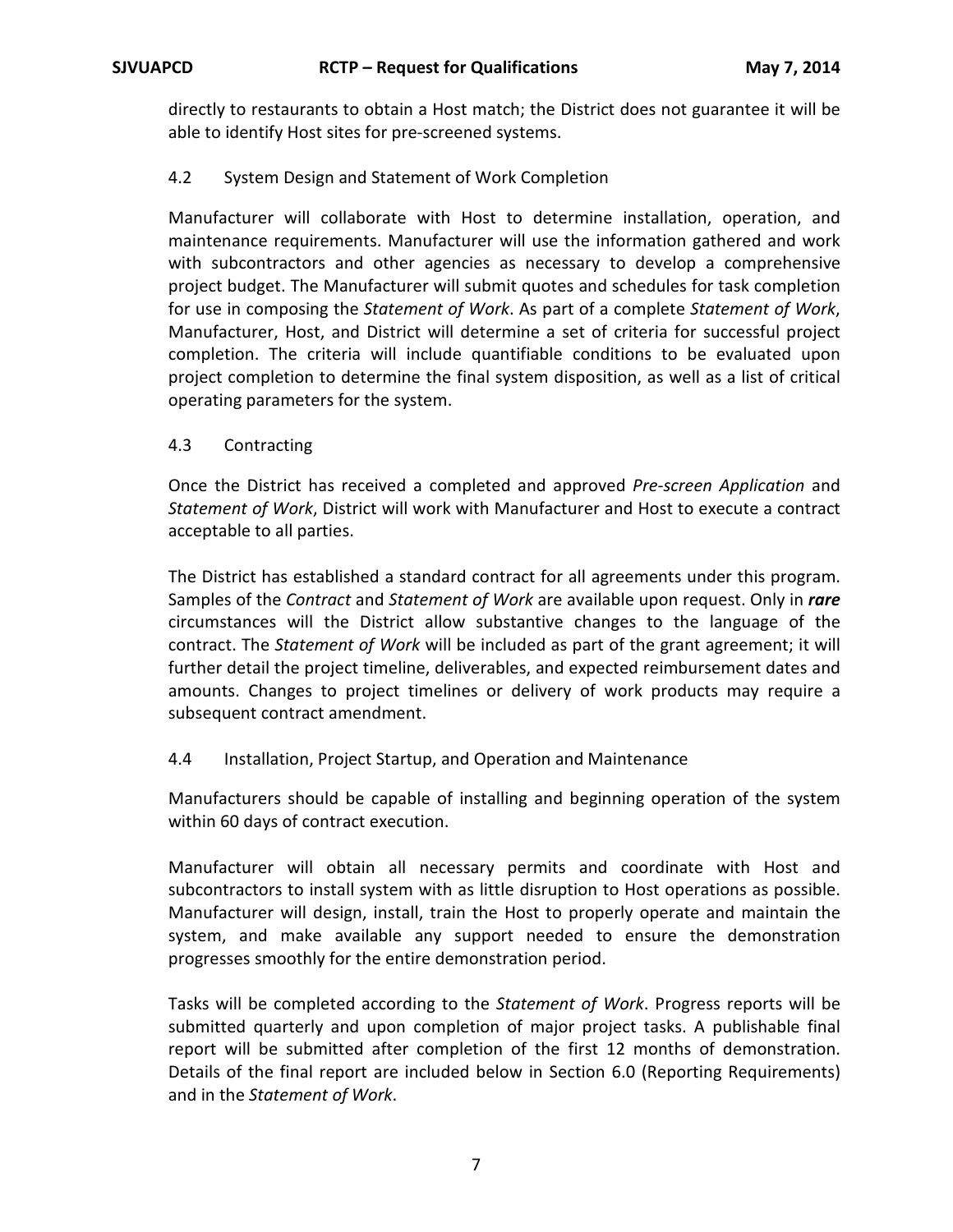directly to restaurants to obtain a Host match; the District does not guarantee it will be able to identify Host sites for pre-screened systems.

### 4.2 System Design and Statement of Work Completion

Manufacturer will collaborate with Host to determine installation, operation, and maintenance requirements. Manufacturer will use the information gathered and work with subcontractors and other agencies as necessary to develop a comprehensive project budget. The Manufacturer will submit quotes and schedules for task completion for use in composing the *Statement of Work*. As part of a complete *Statement of Work*, Manufacturer, Host, and District will determine a set of criteria for successful project completion. The criteria will include quantifiable conditions to be evaluated upon project completion to determine the final system disposition, as well as a list of critical operating parameters for the system.

### 4.3 Contracting

Once the District has received a completed and approved *Pre-screen Application* and *Statement of Work*, District will work with Manufacturer and Host to execute a contract acceptable to all parties.

The District has established a standard contract for all agreements under this program. Samples of the *Contract* and *Statement of Work* are available upon request. Only in ***rare*** circumstances will the District allow substantive changes to the language of the contract. The *Statement of Work* will be included as part of the grant agreement; it will further detail the project timeline, deliverables, and expected reimbursement dates and amounts. Changes to project timelines or delivery of work products may require a subsequent contract amendment.

### 4.4 Installation, Project Startup, and Operation and Maintenance

Manufacturers should be capable of installing and beginning operation of the system within 60 days of contract execution.

Manufacturer will obtain all necessary permits and coordinate with Host and subcontractors to install system with as little disruption to Host operations as possible. Manufacturer will design, install, train the Host to properly operate and maintain the system, and make available any support needed to ensure the demonstration progresses smoothly for the entire demonstration period.

Tasks will be completed according to the *Statement of Work*. Progress reports will be submitted quarterly and upon completion of major project tasks. A publishable final report will be submitted after completion of the first 12 months of demonstration. Details of the final report are included below in Section 6.0 (Reporting Requirements) and in the *Statement of Work*.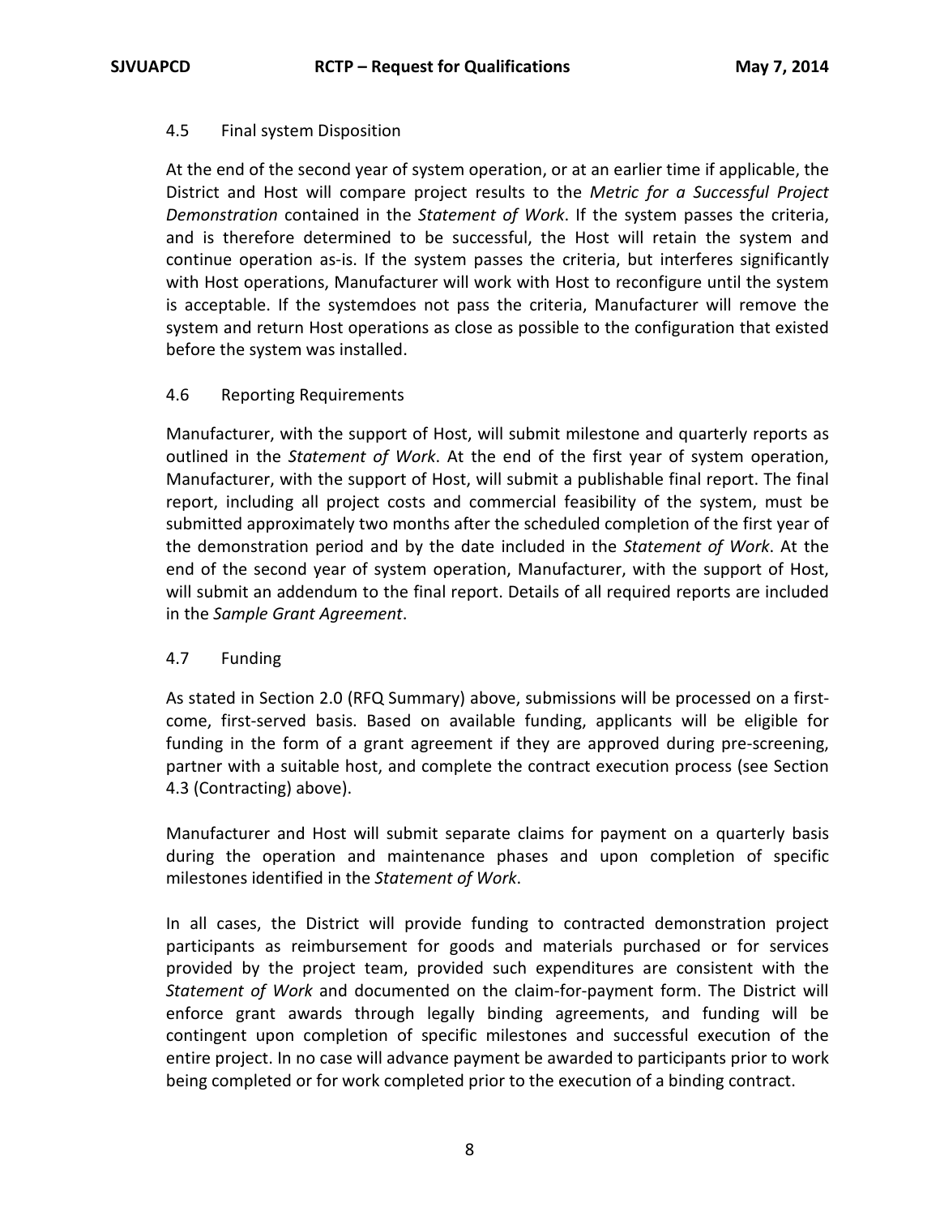### 4.5 Final system Disposition

At the end of the second year of system operation, or at an earlier time if applicable, the District and Host will compare project results to the *Metric for a Successful Project Demonstration* contained in the *Statement of Work*. If the system passes the criteria, and is therefore determined to be successful, the Host will retain the system and continue operation as-is. If the system passes the criteria, but interferes significantly with Host operations, Manufacturer will work with Host to reconfigure until the system is acceptable. If the systemdoes not pass the criteria, Manufacturer will remove the system and return Host operations as close as possible to the configuration that existed before the system was installed.

### 4.6 Reporting Requirements

Manufacturer, with the support of Host, will submit milestone and quarterly reports as outlined in the *Statement of Work*. At the end of the first year of system operation, Manufacturer, with the support of Host, will submit a publishable final report. The final report, including all project costs and commercial feasibility of the system, must be submitted approximately two months after the scheduled completion of the first year of the demonstration period and by the date included in the *Statement of Work*. At the end of the second year of system operation, Manufacturer, with the support of Host, will submit an addendum to the final report. Details of all required reports are included in the *Sample Grant Agreement*.

### 4.7 Funding

As stated in Section 2.0 (RFQ Summary) above, submissions will be processed on a first-come, first-served basis. Based on available funding, applicants will be eligible for funding in the form of a grant agreement if they are approved during pre-screening, partner with a suitable host, and complete the contract execution process (see Section 4.3 (Contracting) above).

Manufacturer and Host will submit separate claims for payment on a quarterly basis during the operation and maintenance phases and upon completion of specific milestones identified in the *Statement of Work*.

In all cases, the District will provide funding to contracted demonstration project participants as reimbursement for goods and materials purchased or for services provided by the project team, provided such expenditures are consistent with the *Statement of Work* and documented on the claim-for-payment form. The District will enforce grant awards through legally binding agreements, and funding will be contingent upon completion of specific milestones and successful execution of the entire project. In no case will advance payment be awarded to participants prior to work being completed or for work completed prior to the execution of a binding contract.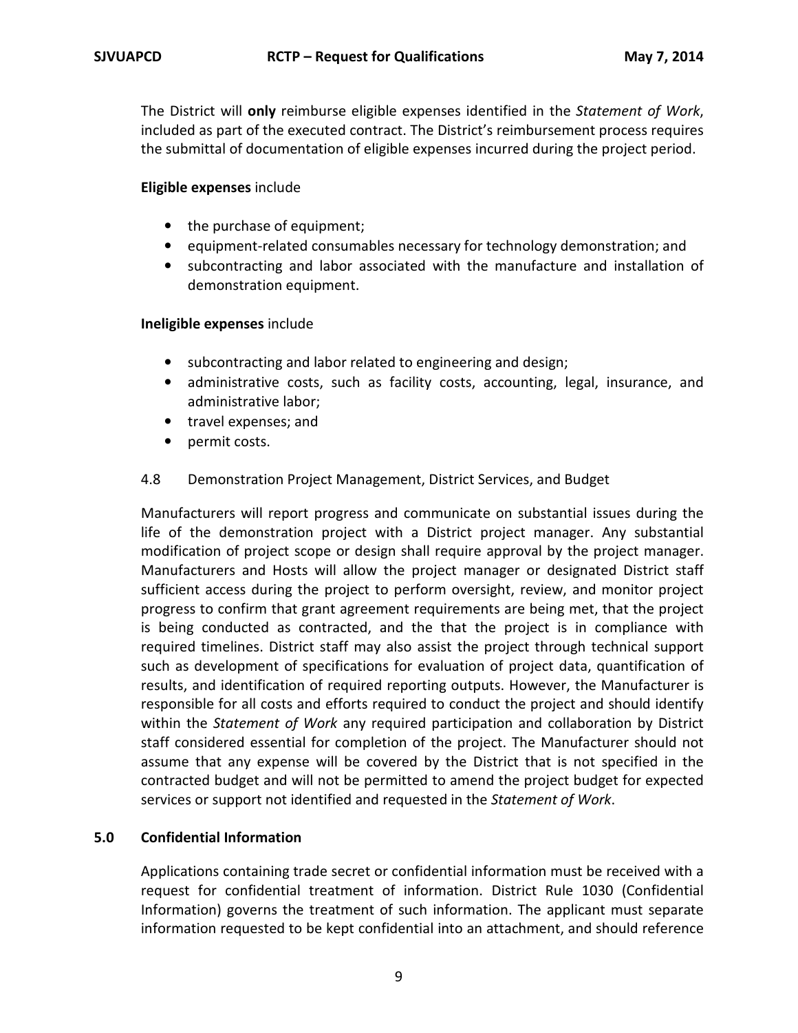The District will **only** reimburse eligible expenses identified in the *Statement of Work*, included as part of the executed contract. The District's reimbursement process requires the submittal of documentation of eligible expenses incurred during the project period.

**Eligible expenses** include

- the purchase of equipment;
- equipment-related consumables necessary for technology demonstration; and
- subcontracting and labor associated with the manufacture and installation of demonstration equipment.

**Ineligible expenses** include

- subcontracting and labor related to engineering and design;
- administrative costs, such as facility costs, accounting, legal, insurance, and administrative labor;
- travel expenses; and
- permit costs.

### 4.8 Demonstration Project Management, District Services, and Budget

Manufacturers will report progress and communicate on substantial issues during the life of the demonstration project with a District project manager. Any substantial modification of project scope or design shall require approval by the project manager. Manufacturers and Hosts will allow the project manager or designated District staff sufficient access during the project to perform oversight, review, and monitor project progress to confirm that grant agreement requirements are being met, that the project is being conducted as contracted, and the that the project is in compliance with required timelines. District staff may also assist the project through technical support such as development of specifications for evaluation of project data, quantification of results, and identification of required reporting outputs. However, the Manufacturer is responsible for all costs and efforts required to conduct the project and should identify within the *Statement of Work* any required participation and collaboration by District staff considered essential for completion of the project. The Manufacturer should not assume that any expense will be covered by the District that is not specified in the contracted budget and will not be permitted to amend the project budget for expected services or support not identified and requested in the *Statement of Work*.

## 5.0 Confidential Information

Applications containing trade secret or confidential information must be received with a request for confidential treatment of information. District Rule 1030 (Confidential Information) governs the treatment of such information. The applicant must separate information requested to be kept confidential into an attachment, and should reference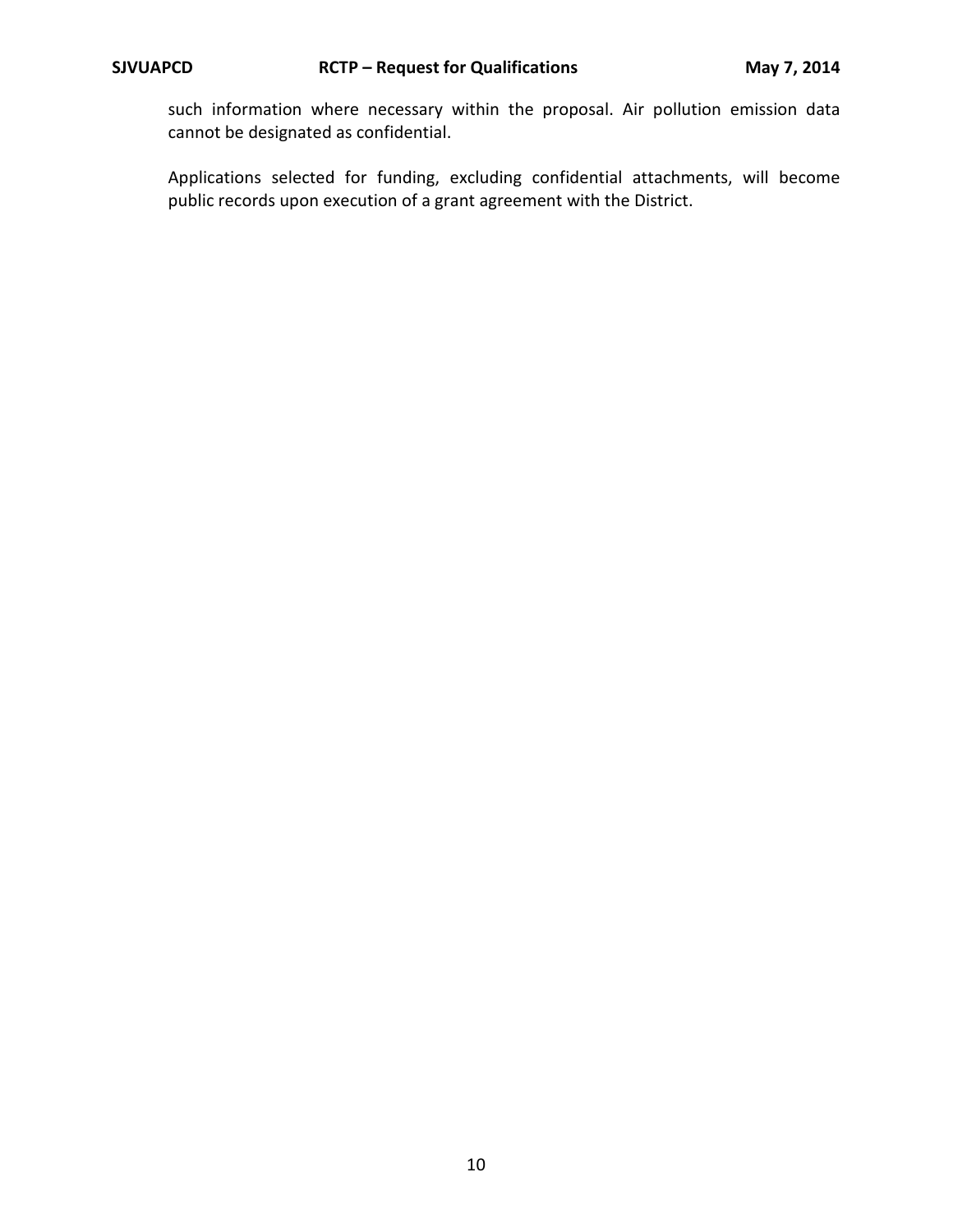such information where necessary within the proposal. Air pollution emission data cannot be designated as confidential.

Applications selected for funding, excluding confidential attachments, will become public records upon execution of a grant agreement with the District.